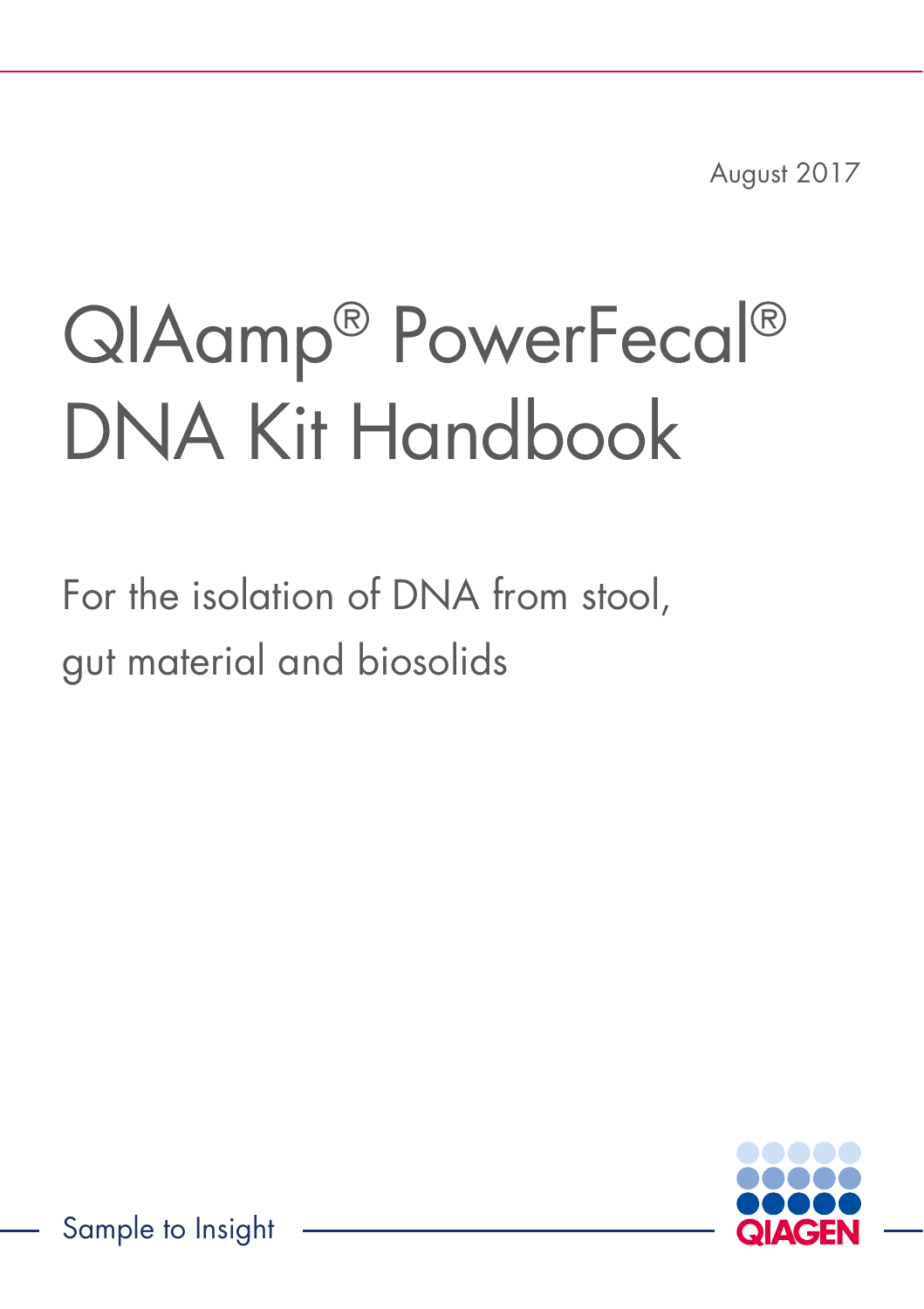August 2017

# QIAamp® PowerFecal® DNA Kit Handbook

For the isolation of DNA from stool, gut material and biosolids

Sample to Insight

QIAGEN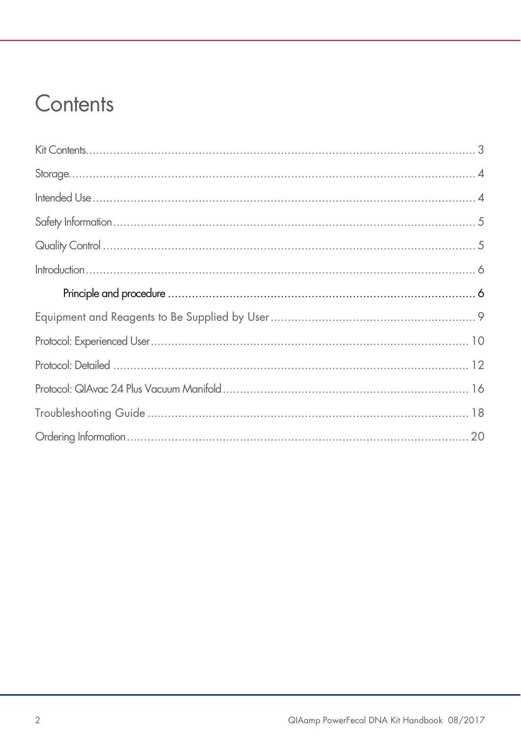# Contents

Kit Contents ........................................................................................................ 3

Storage ................................................................................................................ 4

Intended Use ........................................................................................................ 4

Safety Information ................................................................................................ 5

Quality Control .................................................................................................... 5

Introduction .......................................................................................................... 6

- Principle and procedure .................................................................................... 6

Equipment and Reagents to Be Supplied by User ................................................... 9

Protocol: Experienced User .................................................................................. 10

Protocol: Detailed ............................................................................................... 12

Protocol: QIAvac 24 Plus Vacuum Manifold .......................................................... 16

Troubleshooting Guide ........................................................................................ 18

Ordering Information .......................................................................................... 20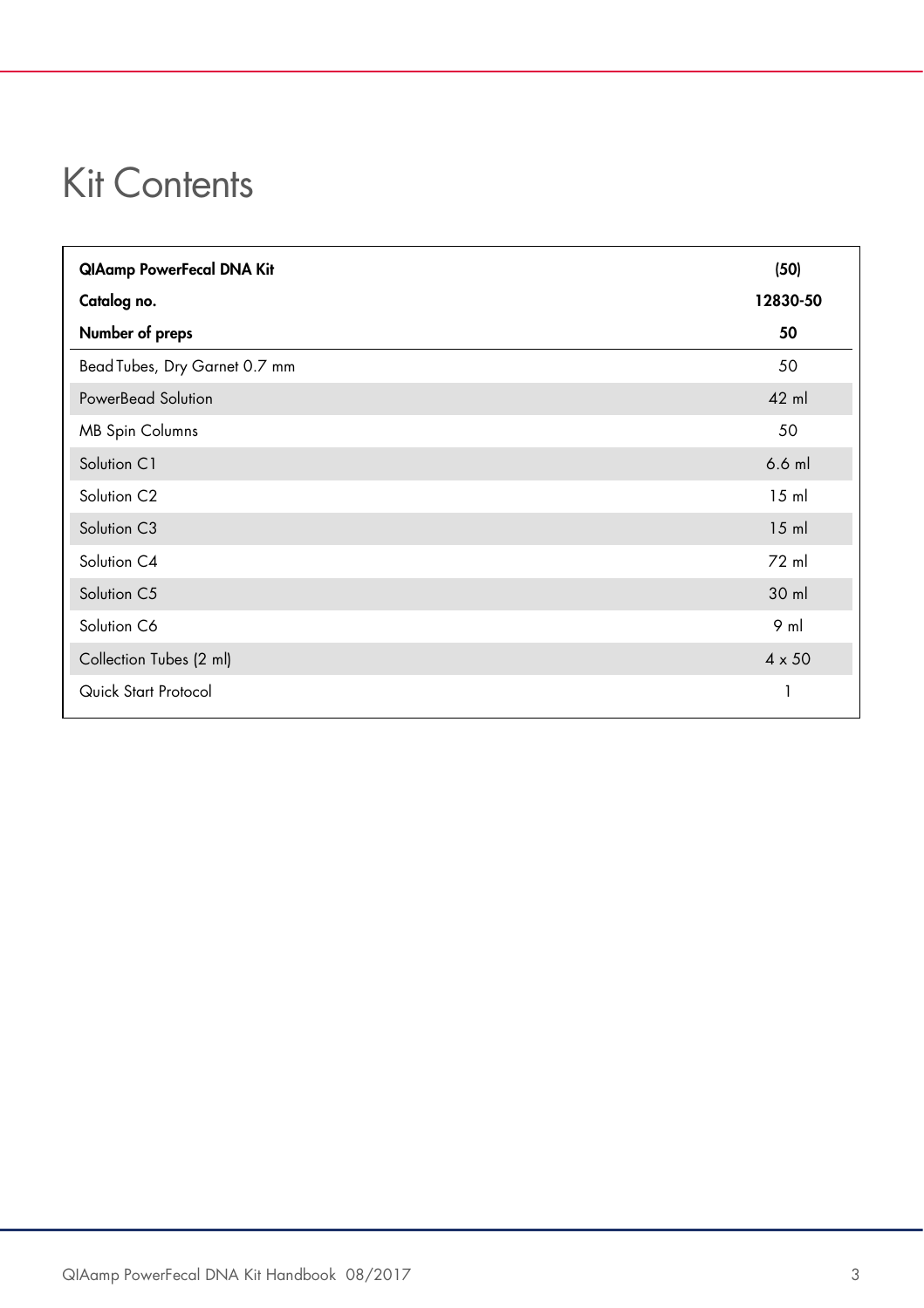# Kit Contents

| **QIAamp PowerFecal DNA Kit** | **(50)** |
|---|---|
| **Catalog no.** | **12830-50** |
| **Number of preps** | **50** |
| Bead Tubes, Dry Garnet 0.7 mm | 50 |
| PowerBead Solution | 42 ml |
| MB Spin Columns | 50 |
| Solution C1 | 6.6 ml |
| Solution C2 | 15 ml |
| Solution C3 | 15 ml |
| Solution C4 | 72 ml |
| Solution C5 | 30 ml |
| Solution C6 | 9 ml |
| Collection Tubes (2 ml) | 4 x 50 |
| Quick Start Protocol | 1 |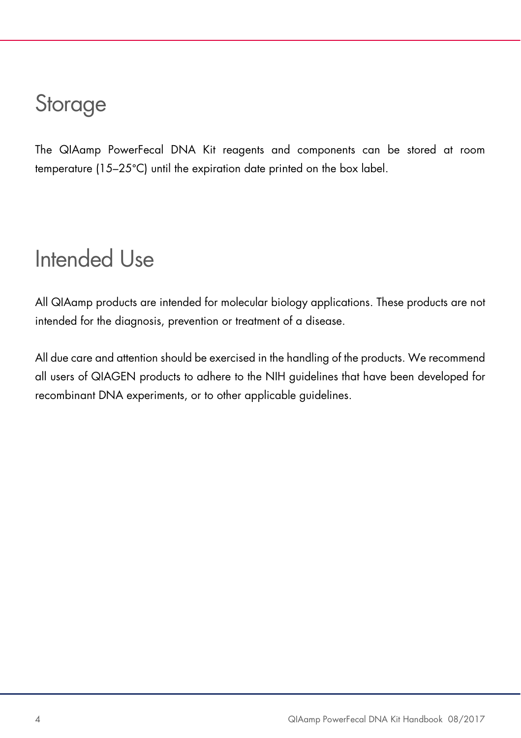# Storage

The QIAamp PowerFecal DNA Kit reagents and components can be stored at room temperature (15–25°C) until the expiration date printed on the box label.

# Intended Use

All QIAamp products are intended for molecular biology applications. These products are not intended for the diagnosis, prevention or treatment of a disease.

All due care and attention should be exercised in the handling of the products. We recommend all users of QIAGEN products to adhere to the NIH guidelines that have been developed for recombinant DNA experiments, or to other applicable guidelines.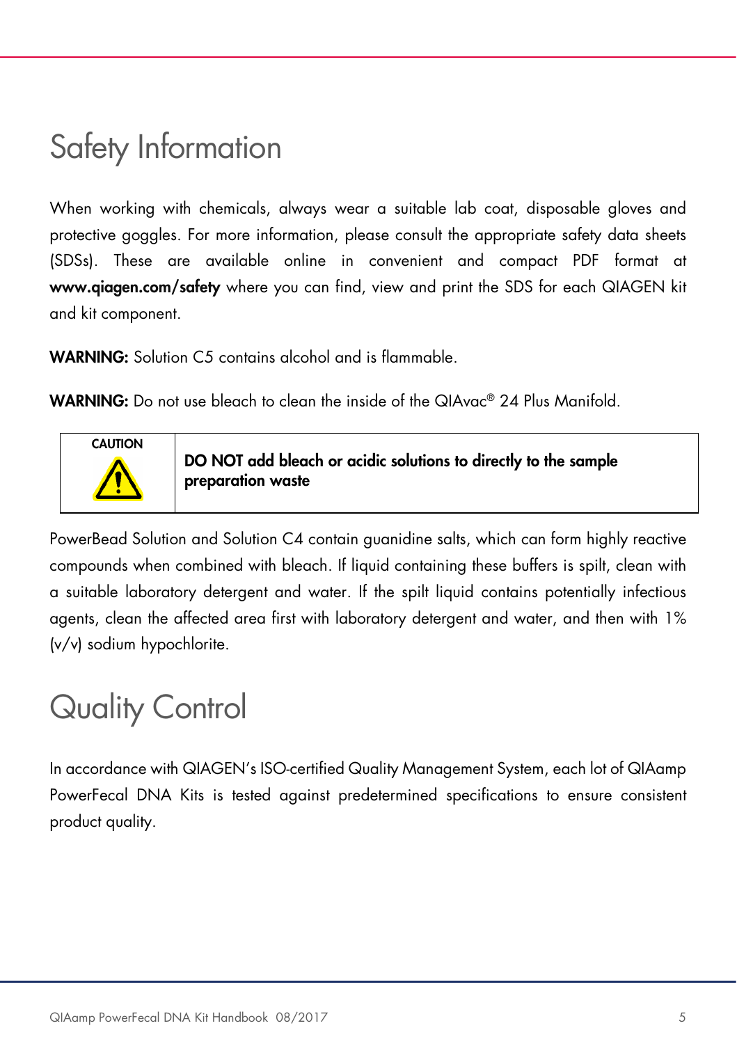# Safety Information

When working with chemicals, always wear a suitable lab coat, disposable gloves and protective goggles. For more information, please consult the appropriate safety data sheets (SDSs). These are available online in convenient and compact PDF format at **www.qiagen.com/safety** where you can find, view and print the SDS for each QIAGEN kit and kit component.

**WARNING:** Solution C5 contains alcohol and is flammable.

**WARNING:** Do not use bleach to clean the inside of the QIAvac® 24 Plus Manifold.

| CAUTION | **DO NOT add bleach or acidic solutions to directly to the sample preparation waste** |
|---|---|

PowerBead Solution and Solution C4 contain guanidine salts, which can form highly reactive compounds when combined with bleach. If liquid containing these buffers is spilt, clean with a suitable laboratory detergent and water. If the spilt liquid contains potentially infectious agents, clean the affected area first with laboratory detergent and water, and then with 1% (v/v) sodium hypochlorite.

# Quality Control

In accordance with QIAGEN's ISO-certified Quality Management System, each lot of QIAamp PowerFecal DNA Kits is tested against predetermined specifications to ensure consistent product quality.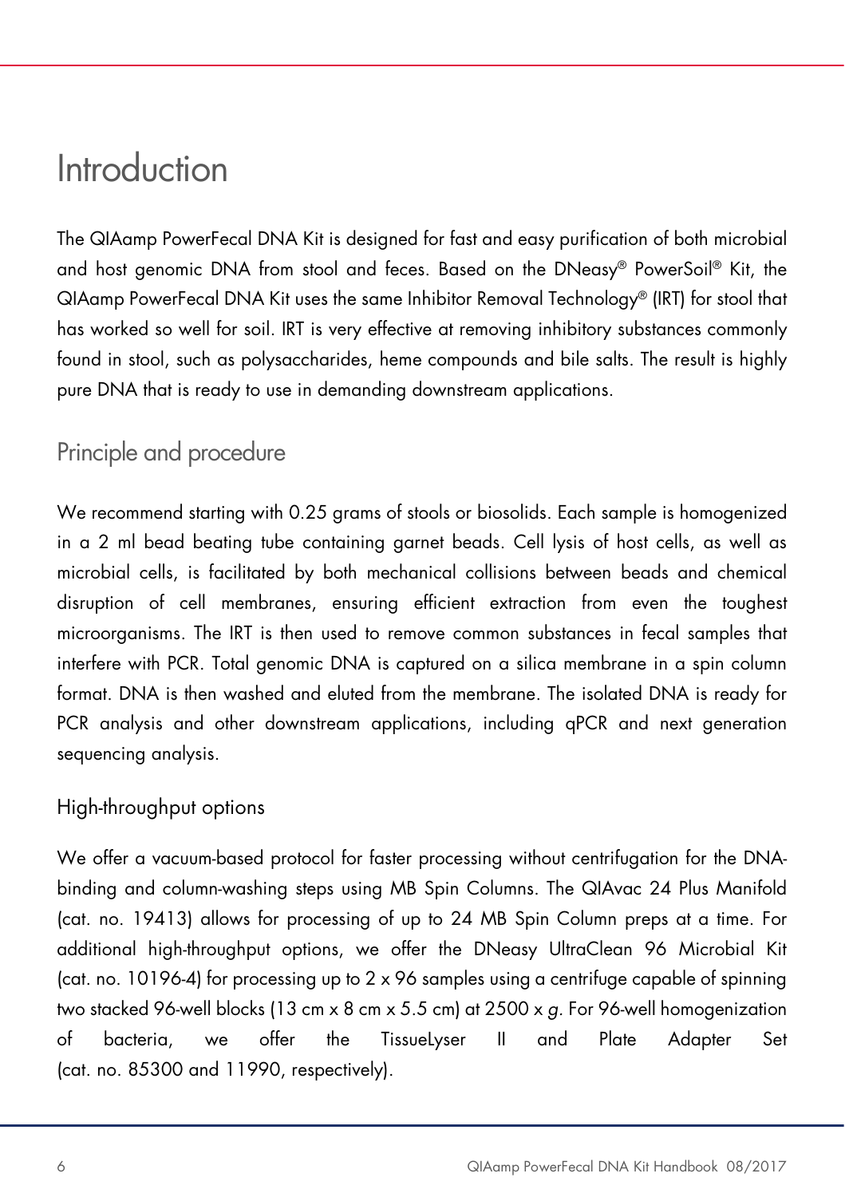# Introduction

The QIAamp PowerFecal DNA Kit is designed for fast and easy purification of both microbial and host genomic DNA from stool and feces. Based on the DNeasy® PowerSoil® Kit, the QIAamp PowerFecal DNA Kit uses the same Inhibitor Removal Technology® (IRT) for stool that has worked so well for soil. IRT is very effective at removing inhibitory substances commonly found in stool, such as polysaccharides, heme compounds and bile salts. The result is highly pure DNA that is ready to use in demanding downstream applications.

## Principle and procedure

We recommend starting with 0.25 grams of stools or biosolids. Each sample is homogenized in a 2 ml bead beating tube containing garnet beads. Cell lysis of host cells, as well as microbial cells, is facilitated by both mechanical collisions between beads and chemical disruption of cell membranes, ensuring efficient extraction from even the toughest microorganisms. The IRT is then used to remove common substances in fecal samples that interfere with PCR. Total genomic DNA is captured on a silica membrane in a spin column format. DNA is then washed and eluted from the membrane. The isolated DNA is ready for PCR analysis and other downstream applications, including qPCR and next generation sequencing analysis.

### High-throughput options

We offer a vacuum-based protocol for faster processing without centrifugation for the DNA-binding and column-washing steps using MB Spin Columns. The QIAvac 24 Plus Manifold (cat. no. 19413) allows for processing of up to 24 MB Spin Column preps at a time. For additional high-throughput options, we offer the DNeasy UltraClean 96 Microbial Kit (cat. no. 10196-4) for processing up to 2 x 96 samples using a centrifuge capable of spinning two stacked 96-well blocks (13 cm x 8 cm x 5.5 cm) at 2500 x *g*. For 96-well homogenization of bacteria, we offer the TissueLyser II and Plate Adapter Set (cat. no. 85300 and 11990, respectively).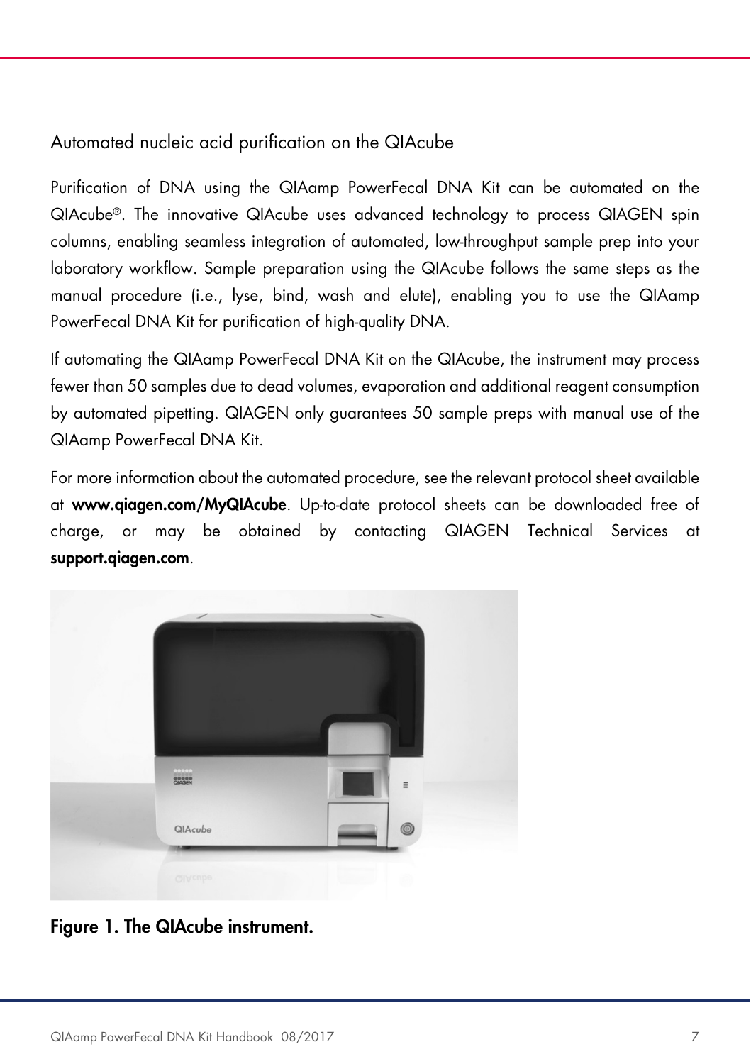## Automated nucleic acid purification on the QIAcube

Purification of DNA using the QIAamp PowerFecal DNA Kit can be automated on the QIAcube®. The innovative QIAcube uses advanced technology to process QIAGEN spin columns, enabling seamless integration of automated, low-throughput sample prep into your laboratory workflow. Sample preparation using the QIAcube follows the same steps as the manual procedure (i.e., lyse, bind, wash and elute), enabling you to use the QIAamp PowerFecal DNA Kit for purification of high-quality DNA.

If automating the QIAamp PowerFecal DNA Kit on the QIAcube, the instrument may process fewer than 50 samples due to dead volumes, evaporation and additional reagent consumption by automated pipetting. QIAGEN only guarantees 50 sample preps with manual use of the QIAamp PowerFecal DNA Kit.

For more information about the automated procedure, see the relevant protocol sheet available at **www.qiagen.com/MyQIAcube**. Up-to-date protocol sheets can be downloaded free of charge, or may be obtained by contacting QIAGEN Technical Services at **support.qiagen.com**.

**Figure 1. The QIAcube instrument.**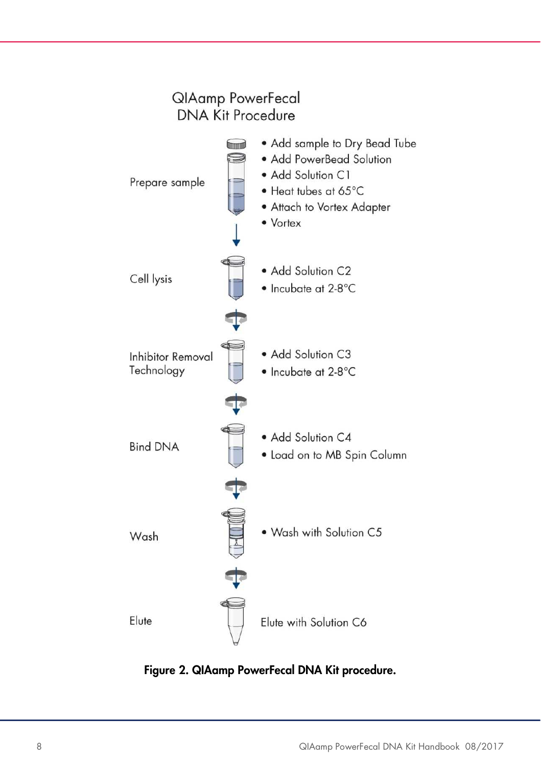## QIAamp PowerFecal DNA Kit Procedure

**Prepare sample**

- Add sample to Dry Bead Tube
- Add PowerBead Solution
- Add Solution C1
- Heat tubes at 65°C
- Attach to Vortex Adapter
- Vortex

**Cell lysis**

- Add Solution C2
- Incubate at 2-8°C

**Inhibitor Removal Technology**

- Add Solution C3
- Incubate at 2-8°C

**Bind DNA**

- Add Solution C4
- Load on to MB Spin Column

**Wash**

- Wash with Solution C5

**Elute**

Elute with Solution C6

**Figure 2. QIAamp PowerFecal DNA Kit procedure.**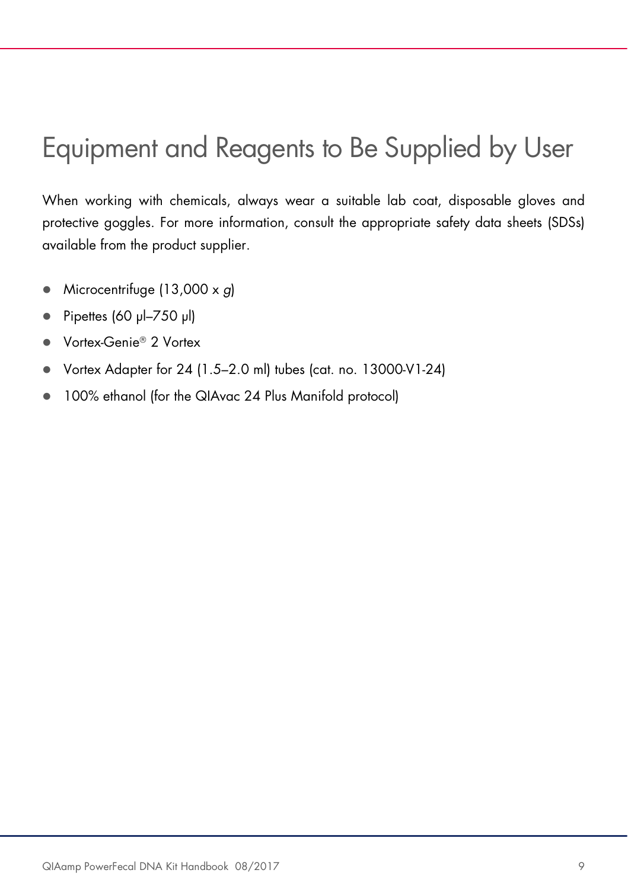# Equipment and Reagents to Be Supplied by User

When working with chemicals, always wear a suitable lab coat, disposable gloves and protective goggles. For more information, consult the appropriate safety data sheets (SDSs) available from the product supplier.

- Microcentrifuge (13,000 x *g*)
- Pipettes (60 µl–750 µl)
- Vortex-Genie® 2 Vortex
- Vortex Adapter for 24 (1.5–2.0 ml) tubes (cat. no. 13000-V1-24)
- 100% ethanol (for the QIAvac 24 Plus Manifold protocol)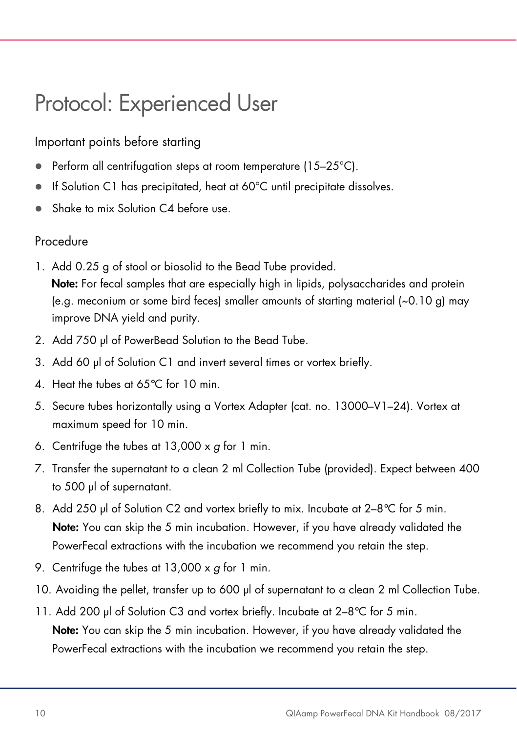# Protocol: Experienced User

## Important points before starting

- Perform all centrifugation steps at room temperature (15–25°C).
- If Solution C1 has precipitated, heat at 60°C until precipitate dissolves.
- Shake to mix Solution C4 before use.

## Procedure

1. Add 0.25 g of stool or biosolid to the Bead Tube provided.
   **Note:** For fecal samples that are especially high in lipids, polysaccharides and protein (e.g. meconium or some bird feces) smaller amounts of starting material (~0.10 g) may improve DNA yield and purity.
2. Add 750 µl of PowerBead Solution to the Bead Tube.
3. Add 60 µl of Solution C1 and invert several times or vortex briefly.
4. Heat the tubes at 65°C for 10 min.
5. Secure tubes horizontally using a Vortex Adapter (cat. no. 13000–V1–24). Vortex at maximum speed for 10 min.
6. Centrifuge the tubes at 13,000 x *g* for 1 min.
7. Transfer the supernatant to a clean 2 ml Collection Tube (provided). Expect between 400 to 500 µl of supernatant.
8. Add 250 µl of Solution C2 and vortex briefly to mix. Incubate at 2–8°C for 5 min.
   **Note:** You can skip the 5 min incubation. However, if you have already validated the PowerFecal extractions with the incubation we recommend you retain the step.
9. Centrifuge the tubes at 13,000 x *g* for 1 min.
10. Avoiding the pellet, transfer up to 600 µl of supernatant to a clean 2 ml Collection Tube.
11. Add 200 µl of Solution C3 and vortex briefly. Incubate at 2–8°C for 5 min.
    **Note:** You can skip the 5 min incubation. However, if you have already validated the PowerFecal extractions with the incubation we recommend you retain the step.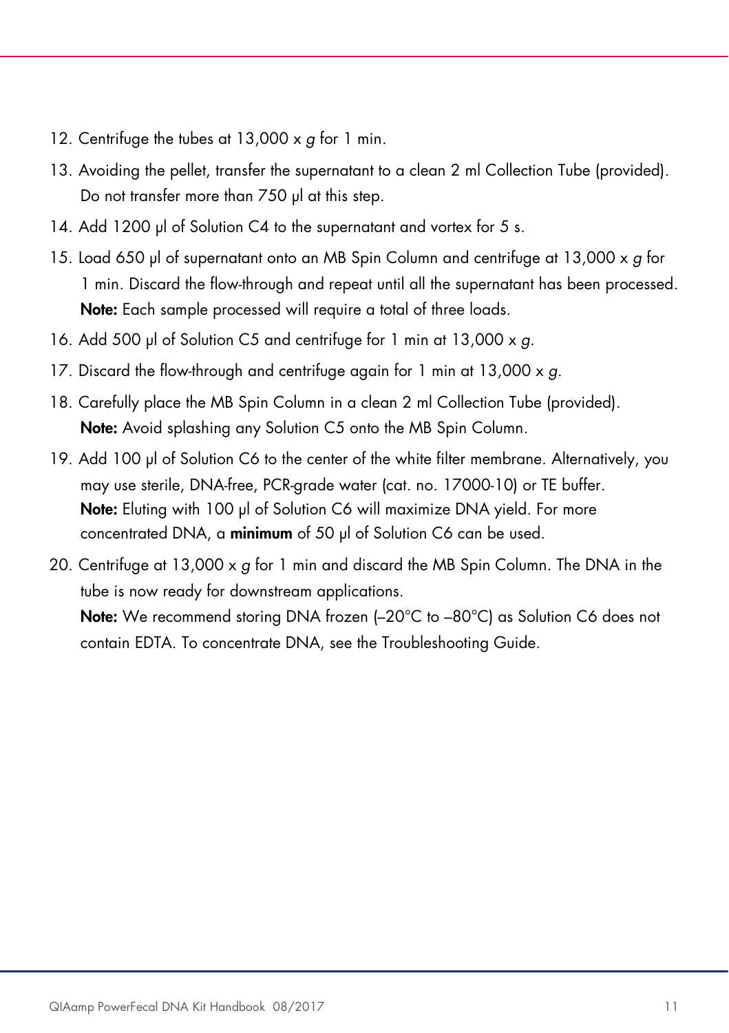12. Centrifuge the tubes at 13,000 x *g* for 1 min.
13. Avoiding the pellet, transfer the supernatant to a clean 2 ml Collection Tube (provided). Do not transfer more than 750 µl at this step.
14. Add 1200 µl of Solution C4 to the supernatant and vortex for 5 s.
15. Load 650 µl of supernatant onto an MB Spin Column and centrifuge at 13,000 x *g* for 1 min. Discard the flow-through and repeat until all the supernatant has been processed.
    **Note:** Each sample processed will require a total of three loads.
16. Add 500 µl of Solution C5 and centrifuge for 1 min at 13,000 x *g*.
17. Discard the flow-through and centrifuge again for 1 min at 13,000 x *g*.
18. Carefully place the MB Spin Column in a clean 2 ml Collection Tube (provided).
    **Note:** Avoid splashing any Solution C5 onto the MB Spin Column.
19. Add 100 µl of Solution C6 to the center of the white filter membrane. Alternatively, you may use sterile, DNA-free, PCR-grade water (cat. no. 17000-10) or TE buffer.
    **Note:** Eluting with 100 µl of Solution C6 will maximize DNA yield. For more concentrated DNA, a **minimum** of 50 µl of Solution C6 can be used.
20. Centrifuge at 13,000 x *g* for 1 min and discard the MB Spin Column. The DNA in the tube is now ready for downstream applications.
    **Note:** We recommend storing DNA frozen (–20°C to –80°C) as Solution C6 does not contain EDTA. To concentrate DNA, see the Troubleshooting Guide.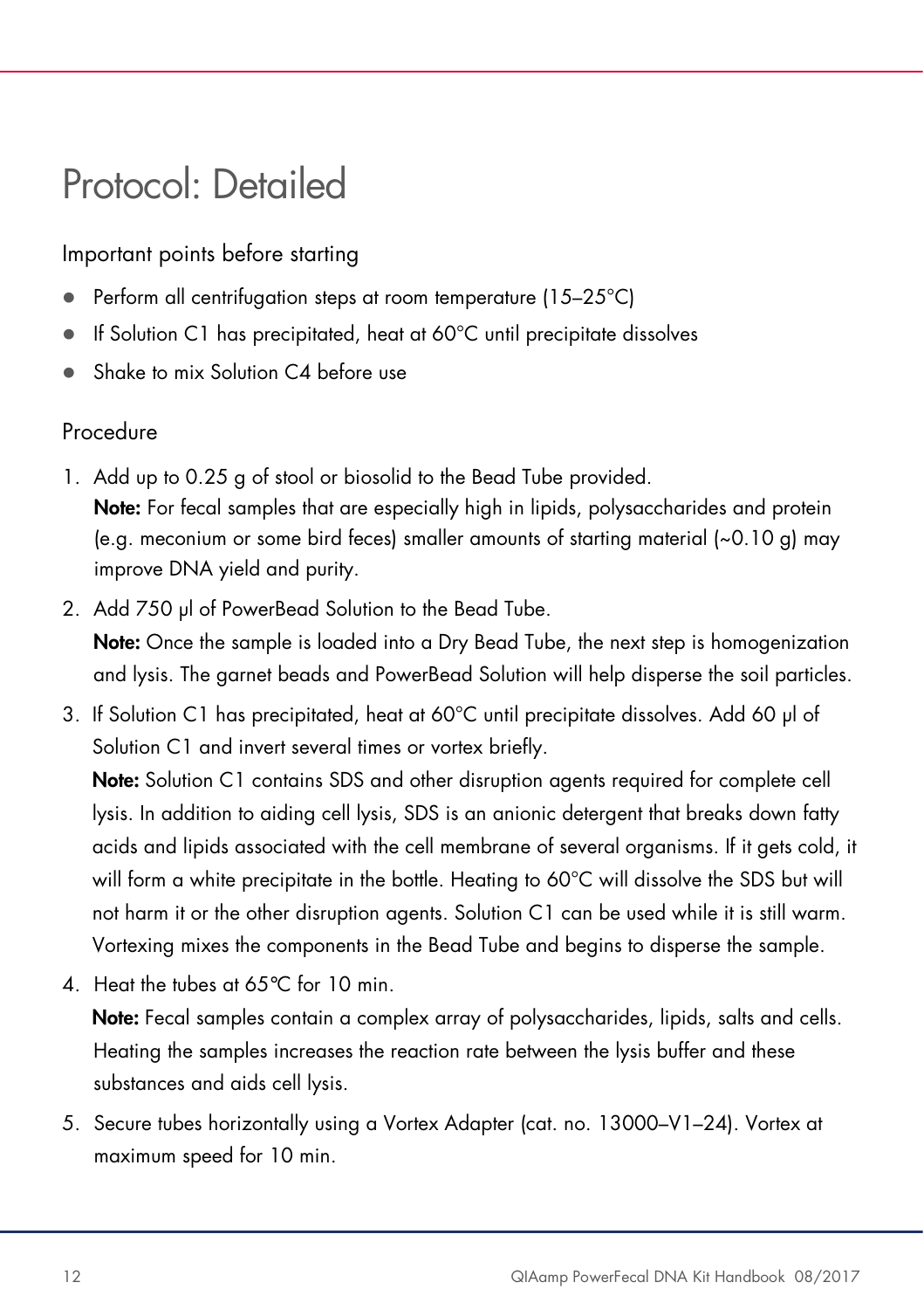# Protocol: Detailed

## Important points before starting

- Perform all centrifugation steps at room temperature (15–25°C)
- If Solution C1 has precipitated, heat at 60°C until precipitate dissolves
- Shake to mix Solution C4 before use

## Procedure

1. Add up to 0.25 g of stool or biosolid to the Bead Tube provided.
   **Note:** For fecal samples that are especially high in lipids, polysaccharides and protein (e.g. meconium or some bird feces) smaller amounts of starting material (~0.10 g) may improve DNA yield and purity.
2. Add 750 µl of PowerBead Solution to the Bead Tube.
   **Note:** Once the sample is loaded into a Dry Bead Tube, the next step is homogenization and lysis. The garnet beads and PowerBead Solution will help disperse the soil particles.
3. If Solution C1 has precipitated, heat at 60°C until precipitate dissolves. Add 60 µl of Solution C1 and invert several times or vortex briefly.
   **Note:** Solution C1 contains SDS and other disruption agents required for complete cell lysis. In addition to aiding cell lysis, SDS is an anionic detergent that breaks down fatty acids and lipids associated with the cell membrane of several organisms. If it gets cold, it will form a white precipitate in the bottle. Heating to 60°C will dissolve the SDS but will not harm it or the other disruption agents. Solution C1 can be used while it is still warm. Vortexing mixes the components in the Bead Tube and begins to disperse the sample.
4. Heat the tubes at 65ºC for 10 min.
   **Note:** Fecal samples contain a complex array of polysaccharides, lipids, salts and cells. Heating the samples increases the reaction rate between the lysis buffer and these substances and aids cell lysis.
5. Secure tubes horizontally using a Vortex Adapter (cat. no. 13000–V1–24). Vortex at maximum speed for 10 min.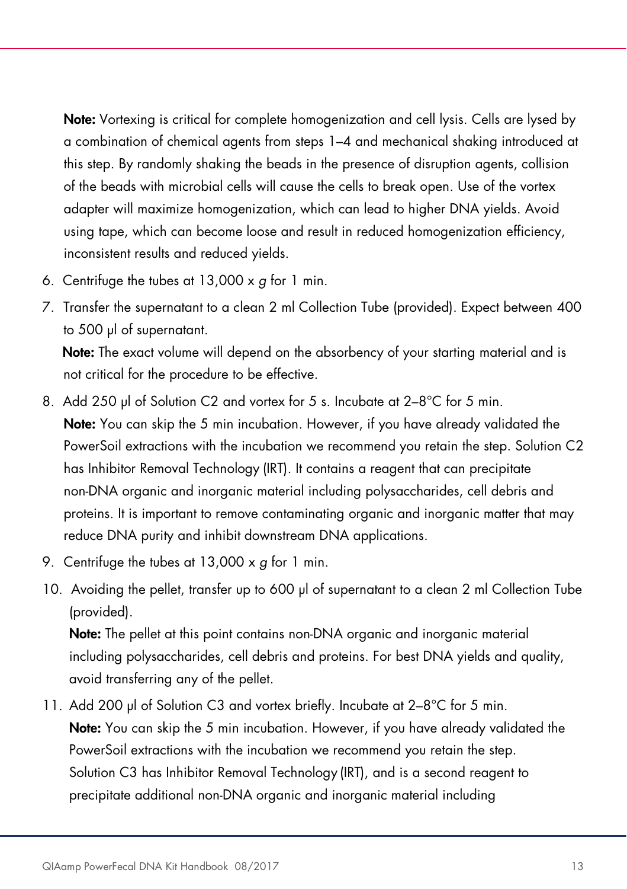**Note:** Vortexing is critical for complete homogenization and cell lysis. Cells are lysed by a combination of chemical agents from steps 1–4 and mechanical shaking introduced at this step. By randomly shaking the beads in the presence of disruption agents, collision of the beads with microbial cells will cause the cells to break open. Use of the vortex adapter will maximize homogenization, which can lead to higher DNA yields. Avoid using tape, which can become loose and result in reduced homogenization efficiency, inconsistent results and reduced yields.

6. Centrifuge the tubes at 13,000 x *g* for 1 min.
7. Transfer the supernatant to a clean 2 ml Collection Tube (provided). Expect between 400 to 500 µl of supernatant.
   
   **Note:** The exact volume will depend on the absorbency of your starting material and is not critical for the procedure to be effective.
8. Add 250 µl of Solution C2 and vortex for 5 s. Incubate at 2–8°C for 5 min.
   
   **Note:** You can skip the 5 min incubation. However, if you have already validated the PowerSoil extractions with the incubation we recommend you retain the step. Solution C2 has Inhibitor Removal Technology (IRT). It contains a reagent that can precipitate non-DNA organic and inorganic material including polysaccharides, cell debris and proteins. It is important to remove contaminating organic and inorganic matter that may reduce DNA purity and inhibit downstream DNA applications.
9. Centrifuge the tubes at 13,000 x *g* for 1 min.
10. Avoiding the pellet, transfer up to 600 µl of supernatant to a clean 2 ml Collection Tube (provided).
    
    **Note:** The pellet at this point contains non-DNA organic and inorganic material including polysaccharides, cell debris and proteins. For best DNA yields and quality, avoid transferring any of the pellet.
11. Add 200 µl of Solution C3 and vortex briefly. Incubate at 2–8°C for 5 min.
    
    **Note:** You can skip the 5 min incubation. However, if you have already validated the PowerSoil extractions with the incubation we recommend you retain the step. Solution C3 has Inhibitor Removal Technology (IRT), and is a second reagent to precipitate additional non-DNA organic and inorganic material including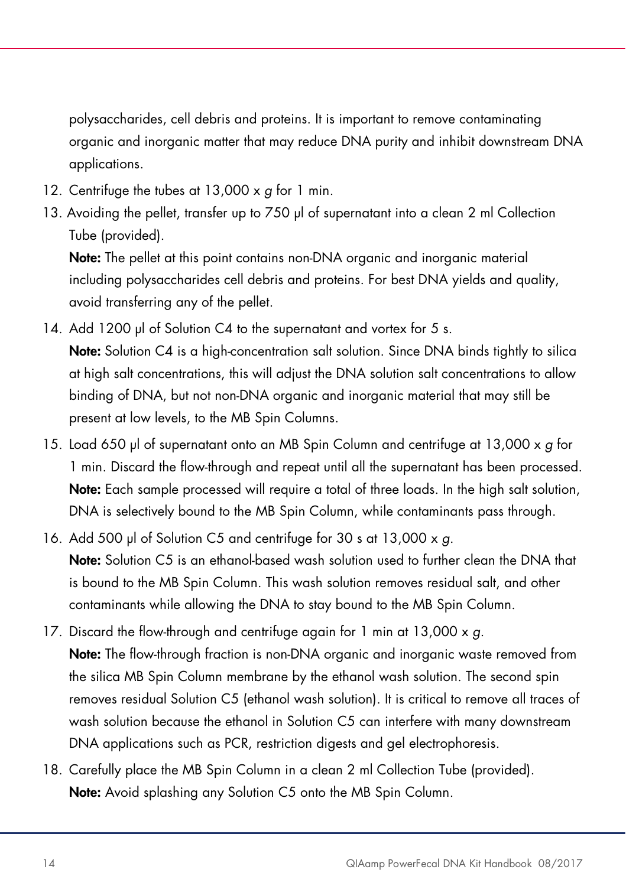polysaccharides, cell debris and proteins. It is important to remove contaminating organic and inorganic matter that may reduce DNA purity and inhibit downstream DNA applications.

12. Centrifuge the tubes at 13,000 x *g* for 1 min.
13. Avoiding the pellet, transfer up to 750 µl of supernatant into a clean 2 ml Collection Tube (provided).

    **Note:** The pellet at this point contains non-DNA organic and inorganic material including polysaccharides cell debris and proteins. For best DNA yields and quality, avoid transferring any of the pellet.
14. Add 1200 µl of Solution C4 to the supernatant and vortex for 5 s.

    **Note:** Solution C4 is a high-concentration salt solution. Since DNA binds tightly to silica at high salt concentrations, this will adjust the DNA solution salt concentrations to allow binding of DNA, but not non-DNA organic and inorganic material that may still be present at low levels, to the MB Spin Columns.
15. Load 650 µl of supernatant onto an MB Spin Column and centrifuge at 13,000 x *g* for 1 min. Discard the flow-through and repeat until all the supernatant has been processed.

    **Note:** Each sample processed will require a total of three loads. In the high salt solution, DNA is selectively bound to the MB Spin Column, while contaminants pass through.
16. Add 500 µl of Solution C5 and centrifuge for 30 s at 13,000 x *g*.

    **Note:** Solution C5 is an ethanol-based wash solution used to further clean the DNA that is bound to the MB Spin Column. This wash solution removes residual salt, and other contaminants while allowing the DNA to stay bound to the MB Spin Column.
17. Discard the flow-through and centrifuge again for 1 min at 13,000 x *g*.

    **Note:** The flow-through fraction is non-DNA organic and inorganic waste removed from the silica MB Spin Column membrane by the ethanol wash solution. The second spin removes residual Solution C5 (ethanol wash solution). It is critical to remove all traces of wash solution because the ethanol in Solution C5 can interfere with many downstream DNA applications such as PCR, restriction digests and gel electrophoresis.
18. Carefully place the MB Spin Column in a clean 2 ml Collection Tube (provided).

    **Note:** Avoid splashing any Solution C5 onto the MB Spin Column.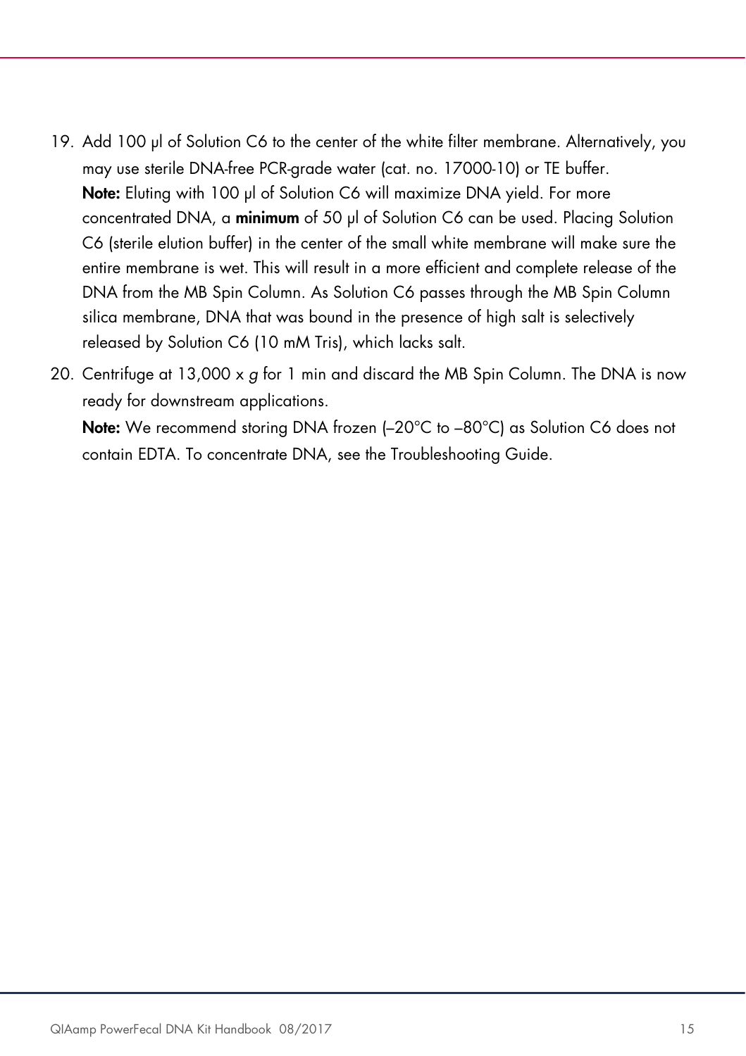19. Add 100 µl of Solution C6 to the center of the white filter membrane. Alternatively, you may use sterile DNA-free PCR-grade water (cat. no. 17000-10) or TE buffer.
    **Note:** Eluting with 100 µl of Solution C6 will maximize DNA yield. For more concentrated DNA, a **minimum** of 50 µl of Solution C6 can be used. Placing Solution C6 (sterile elution buffer) in the center of the small white membrane will make sure the entire membrane is wet. This will result in a more efficient and complete release of the DNA from the MB Spin Column. As Solution C6 passes through the MB Spin Column silica membrane, DNA that was bound in the presence of high salt is selectively released by Solution C6 (10 mM Tris), which lacks salt.
20. Centrifuge at 13,000 x *g* for 1 min and discard the MB Spin Column. The DNA is now ready for downstream applications.
    **Note:** We recommend storing DNA frozen (–20°C to –80°C) as Solution C6 does not contain EDTA. To concentrate DNA, see the Troubleshooting Guide.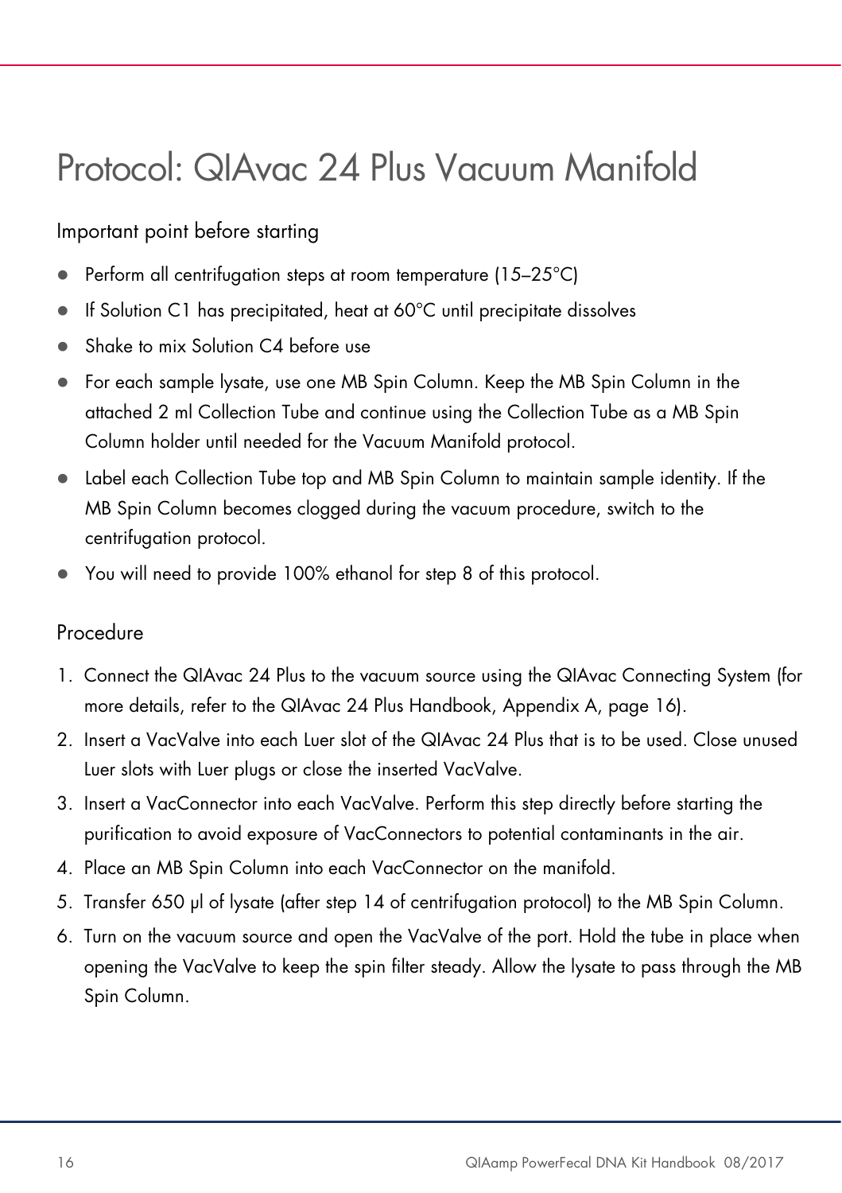# Protocol: QIAvac 24 Plus Vacuum Manifold

## Important point before starting

- Perform all centrifugation steps at room temperature (15–25°C)
- If Solution C1 has precipitated, heat at 60°C until precipitate dissolves
- Shake to mix Solution C4 before use
- For each sample lysate, use one MB Spin Column. Keep the MB Spin Column in the attached 2 ml Collection Tube and continue using the Collection Tube as a MB Spin Column holder until needed for the Vacuum Manifold protocol.
- Label each Collection Tube top and MB Spin Column to maintain sample identity. If the MB Spin Column becomes clogged during the vacuum procedure, switch to the centrifugation protocol.
- You will need to provide 100% ethanol for step 8 of this protocol.

## Procedure

1. Connect the QIAvac 24 Plus to the vacuum source using the QIAvac Connecting System (for more details, refer to the QIAvac 24 Plus Handbook, Appendix A, page 16).
2. Insert a VacValve into each Luer slot of the QIAvac 24 Plus that is to be used. Close unused Luer slots with Luer plugs or close the inserted VacValve.
3. Insert a VacConnector into each VacValve. Perform this step directly before starting the purification to avoid exposure of VacConnectors to potential contaminants in the air.
4. Place an MB Spin Column into each VacConnector on the manifold.
5. Transfer 650 µl of lysate (after step 14 of centrifugation protocol) to the MB Spin Column.
6. Turn on the vacuum source and open the VacValve of the port. Hold the tube in place when opening the VacValve to keep the spin filter steady. Allow the lysate to pass through the MB Spin Column.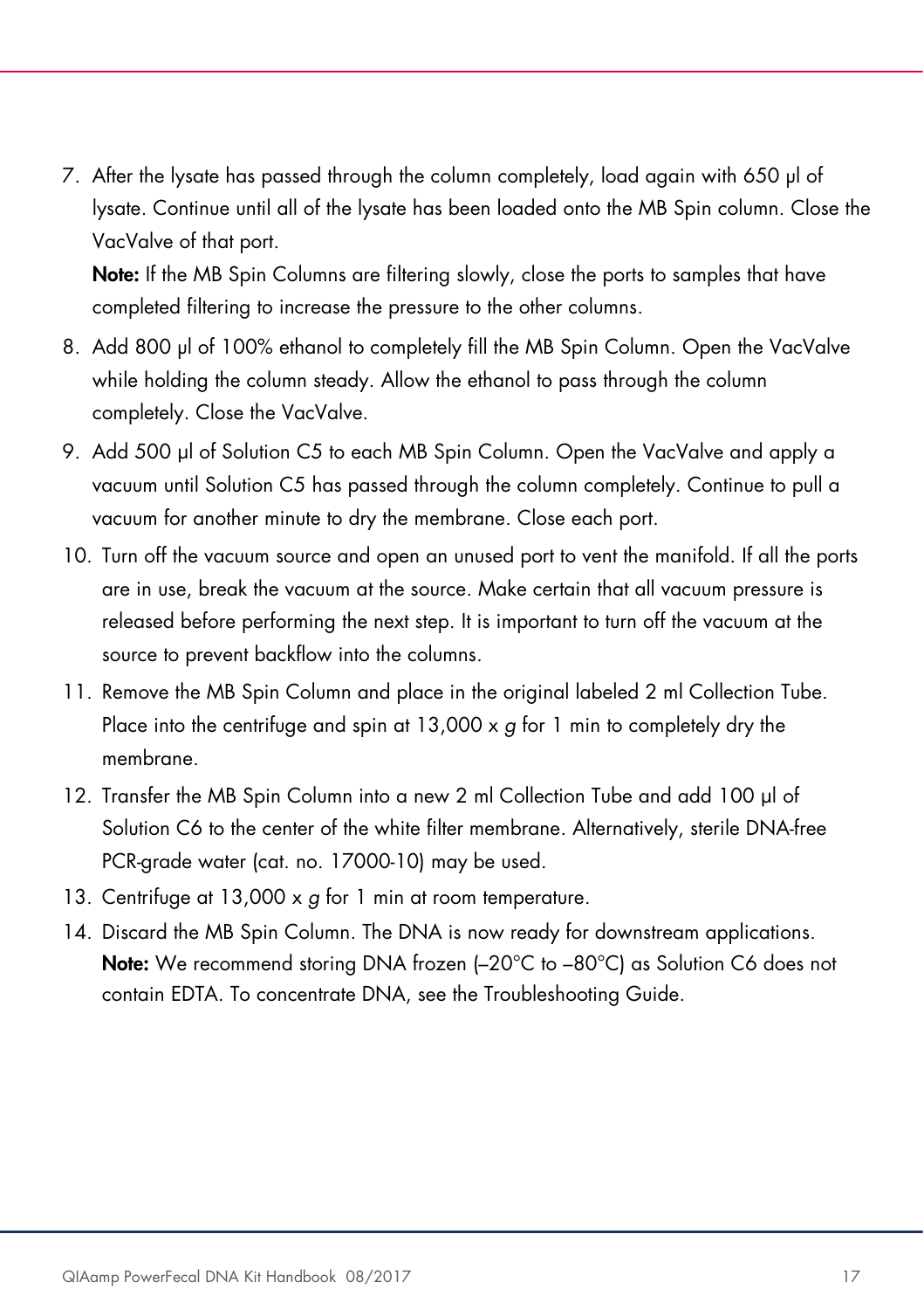7. After the lysate has passed through the column completely, load again with 650 µl of lysate. Continue until all of the lysate has been loaded onto the MB Spin column. Close the VacValve of that port.
   **Note:** If the MB Spin Columns are filtering slowly, close the ports to samples that have completed filtering to increase the pressure to the other columns.
8. Add 800 µl of 100% ethanol to completely fill the MB Spin Column. Open the VacValve while holding the column steady. Allow the ethanol to pass through the column completely. Close the VacValve.
9. Add 500 µl of Solution C5 to each MB Spin Column. Open the VacValve and apply a vacuum until Solution C5 has passed through the column completely. Continue to pull a vacuum for another minute to dry the membrane. Close each port.
10. Turn off the vacuum source and open an unused port to vent the manifold. If all the ports are in use, break the vacuum at the source. Make certain that all vacuum pressure is released before performing the next step. It is important to turn off the vacuum at the source to prevent backflow into the columns.
11. Remove the MB Spin Column and place in the original labeled 2 ml Collection Tube. Place into the centrifuge and spin at 13,000 x *g* for 1 min to completely dry the membrane.
12. Transfer the MB Spin Column into a new 2 ml Collection Tube and add 100 µl of Solution C6 to the center of the white filter membrane. Alternatively, sterile DNA-free PCR-grade water (cat. no. 17000-10) may be used.
13. Centrifuge at 13,000 x *g* for 1 min at room temperature.
14. Discard the MB Spin Column. The DNA is now ready for downstream applications.
    **Note:** We recommend storing DNA frozen (–20°C to –80°C) as Solution C6 does not contain EDTA. To concentrate DNA, see the Troubleshooting Guide.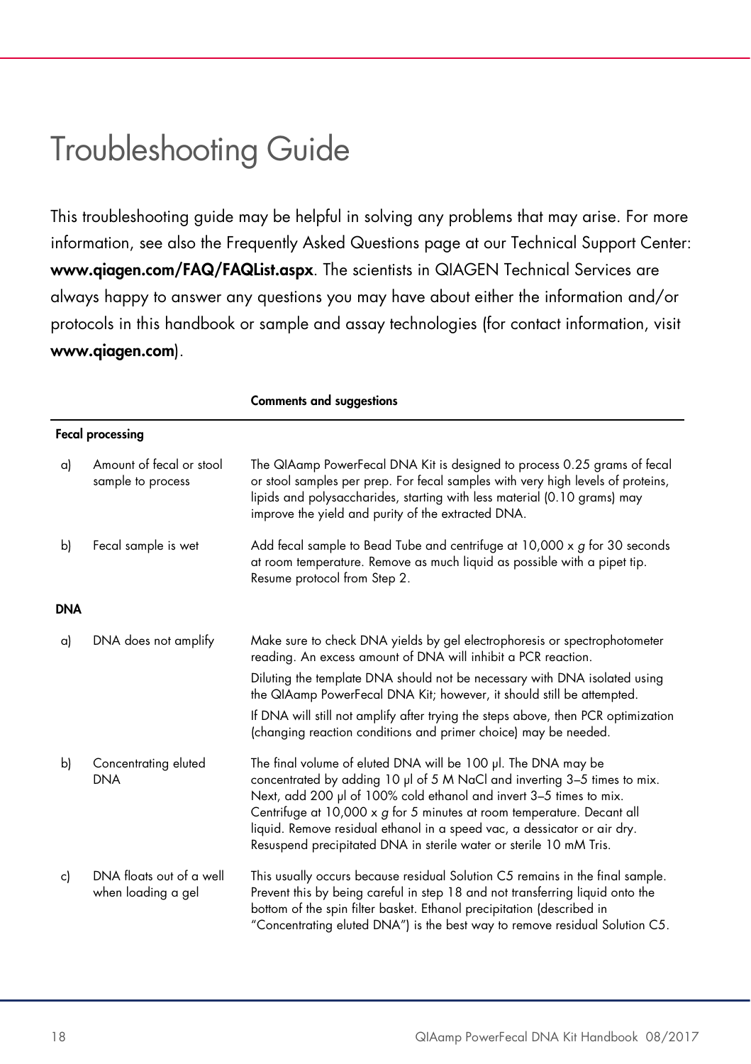# Troubleshooting Guide

This troubleshooting guide may be helpful in solving any problems that may arise. For more information, see also the Frequently Asked Questions page at our Technical Support Center: **www.qiagen.com/FAQ/FAQList.aspx**. The scientists in QIAGEN Technical Services are always happy to answer any questions you may have about either the information and/or protocols in this handbook or sample and assay technologies (for contact information, visit **www.qiagen.com**).

| | | Comments and suggestions |
|---|---|---|
| **Fecal processing** | | |
| a) | Amount of fecal or stool sample to process | The QIAamp PowerFecal DNA Kit is designed to process 0.25 grams of fecal or stool samples per prep. For fecal samples with very high levels of proteins, lipids and polysaccharides, starting with less material (0.10 grams) may improve the yield and purity of the extracted DNA. |
| b) | Fecal sample is wet | Add fecal sample to Bead Tube and centrifuge at 10,000 x *g* for 30 seconds at room temperature. Remove as much liquid as possible with a pipet tip. Resume protocol from Step 2. |
| **DNA** | | |
| a) | DNA does not amplify | Make sure to check DNA yields by gel electrophoresis or spectrophotometer reading. An excess amount of DNA will inhibit a PCR reaction.<br>Diluting the template DNA should not be necessary with DNA isolated using the QIAamp PowerFecal DNA Kit; however, it should still be attempted.<br>If DNA will still not amplify after trying the steps above, then PCR optimization (changing reaction conditions and primer choice) may be needed. |
| b) | Concentrating eluted DNA | The final volume of eluted DNA will be 100 µl. The DNA may be concentrated by adding 10 µl of 5 M NaCl and inverting 3–5 times to mix. Next, add 200 µl of 100% cold ethanol and invert 3–5 times to mix. Centrifuge at 10,000 x *g* for 5 minutes at room temperature. Decant all liquid. Remove residual ethanol in a speed vac, a dessicator or air dry. Resuspend precipitated DNA in sterile water or sterile 10 mM Tris. |
| c) | DNA floats out of a well when loading a gel | This usually occurs because residual Solution C5 remains in the final sample. Prevent this by being careful in step 18 and not transferring liquid onto the bottom of the spin filter basket. Ethanol precipitation (described in "Concentrating eluted DNA") is the best way to remove residual Solution C5. |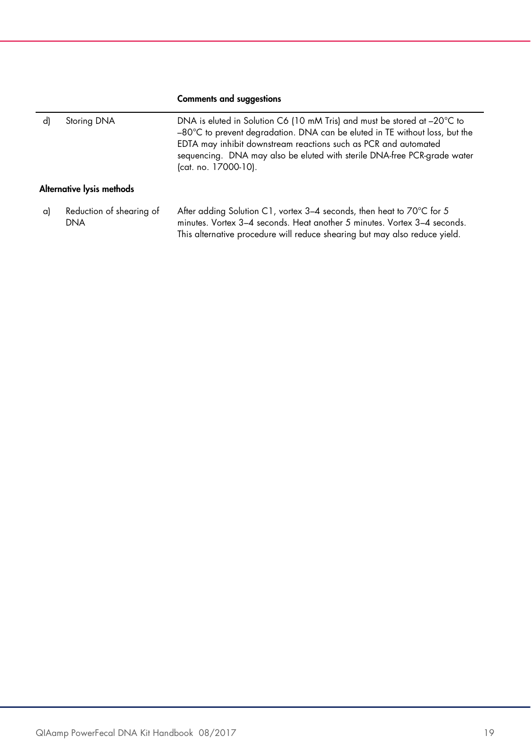| | | Comments and suggestions |
|---|---|---|
| d) | Storing DNA | DNA is eluted in Solution C6 (10 mM Tris) and must be stored at –20°C to –80°C to prevent degradation. DNA can be eluted in TE without loss, but the EDTA may inhibit downstream reactions such as PCR and automated sequencing. DNA may also be eluted with sterile DNA-free PCR-grade water (cat. no. 17000-10). |

**Alternative lysis methods**

| | | |
|---|---|---|
| a) | Reduction of shearing of DNA | After adding Solution C1, vortex 3–4 seconds, then heat to 70°C for 5 minutes. Vortex 3–4 seconds. Heat another 5 minutes. Vortex 3–4 seconds. This alternative procedure will reduce shearing but may also reduce yield. |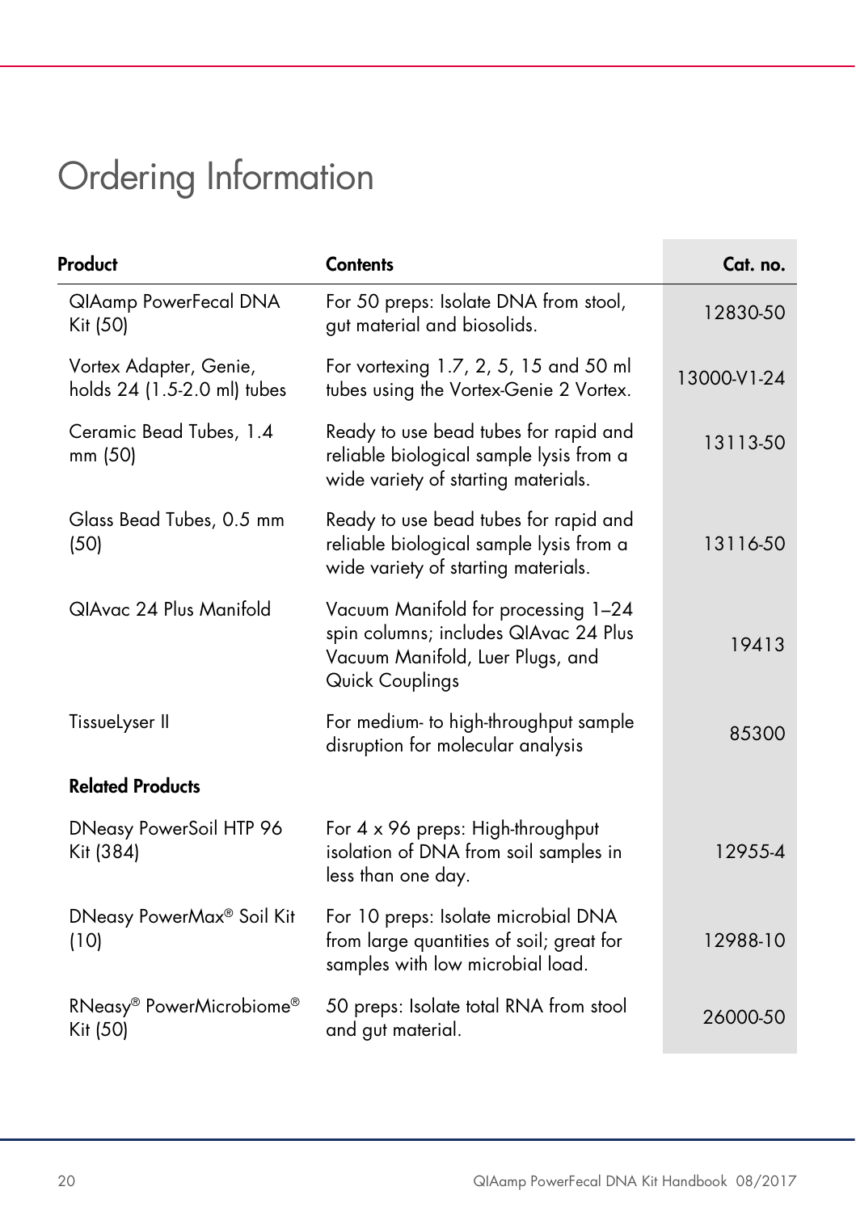# Ordering Information

| Product | Contents | Cat. no. |
|---|---|---|
| QIAamp PowerFecal DNA Kit (50) | For 50 preps: Isolate DNA from stool, gut material and biosolids. | 12830-50 |
| Vortex Adapter, Genie, holds 24 (1.5-2.0 ml) tubes | For vortexing 1.7, 2, 5, 15 and 50 ml tubes using the Vortex-Genie 2 Vortex. | 13000-V1-24 |
| Ceramic Bead Tubes, 1.4 mm (50) | Ready to use bead tubes for rapid and reliable biological sample lysis from a wide variety of starting materials. | 13113-50 |
| Glass Bead Tubes, 0.5 mm (50) | Ready to use bead tubes for rapid and reliable biological sample lysis from a wide variety of starting materials. | 13116-50 |
| QIAvac 24 Plus Manifold | Vacuum Manifold for processing 1–24 spin columns; includes QIAvac 24 Plus Vacuum Manifold, Luer Plugs, and Quick Couplings | 19413 |
| TissueLyser II | For medium- to high-throughput sample disruption for molecular analysis | 85300 |
| **Related Products** | | |
| DNeasy PowerSoil HTP 96 Kit (384) | For 4 x 96 preps: High-throughput isolation of DNA from soil samples in less than one day. | 12955-4 |
| DNeasy PowerMax® Soil Kit (10) | For 10 preps: Isolate microbial DNA from large quantities of soil; great for samples with low microbial load. | 12988-10 |
| RNeasy® PowerMicrobiome® Kit (50) | 50 preps: Isolate total RNA from stool and gut material. | 26000-50 |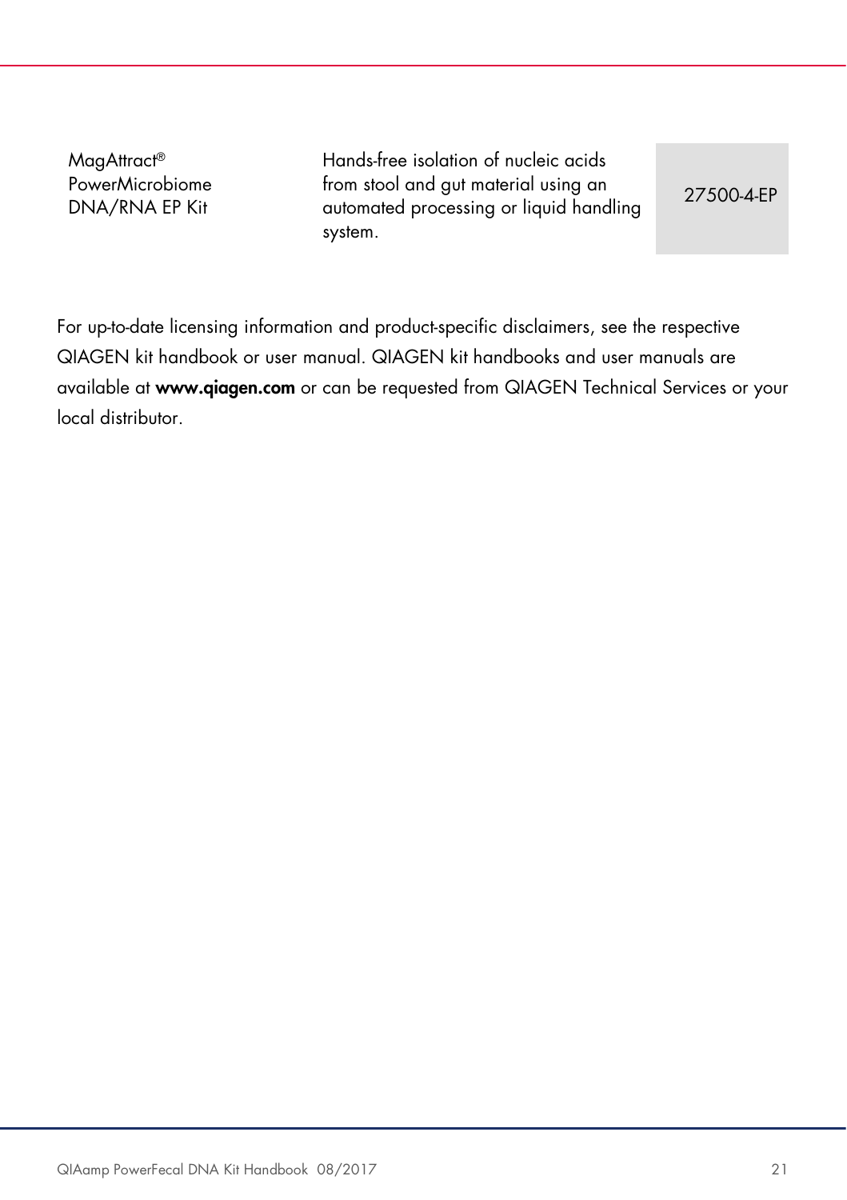| | | |
|---|---|---|
| MagAttract® PowerMicrobiome DNA/RNA EP Kit | Hands-free isolation of nucleic acids from stool and gut material using an automated processing or liquid handling system. | 27500-4-EP |

For up-to-date licensing information and product-specific disclaimers, see the respective QIAGEN kit handbook or user manual. QIAGEN kit handbooks and user manuals are available at **www.qiagen.com** or can be requested from QIAGEN Technical Services or your local distributor.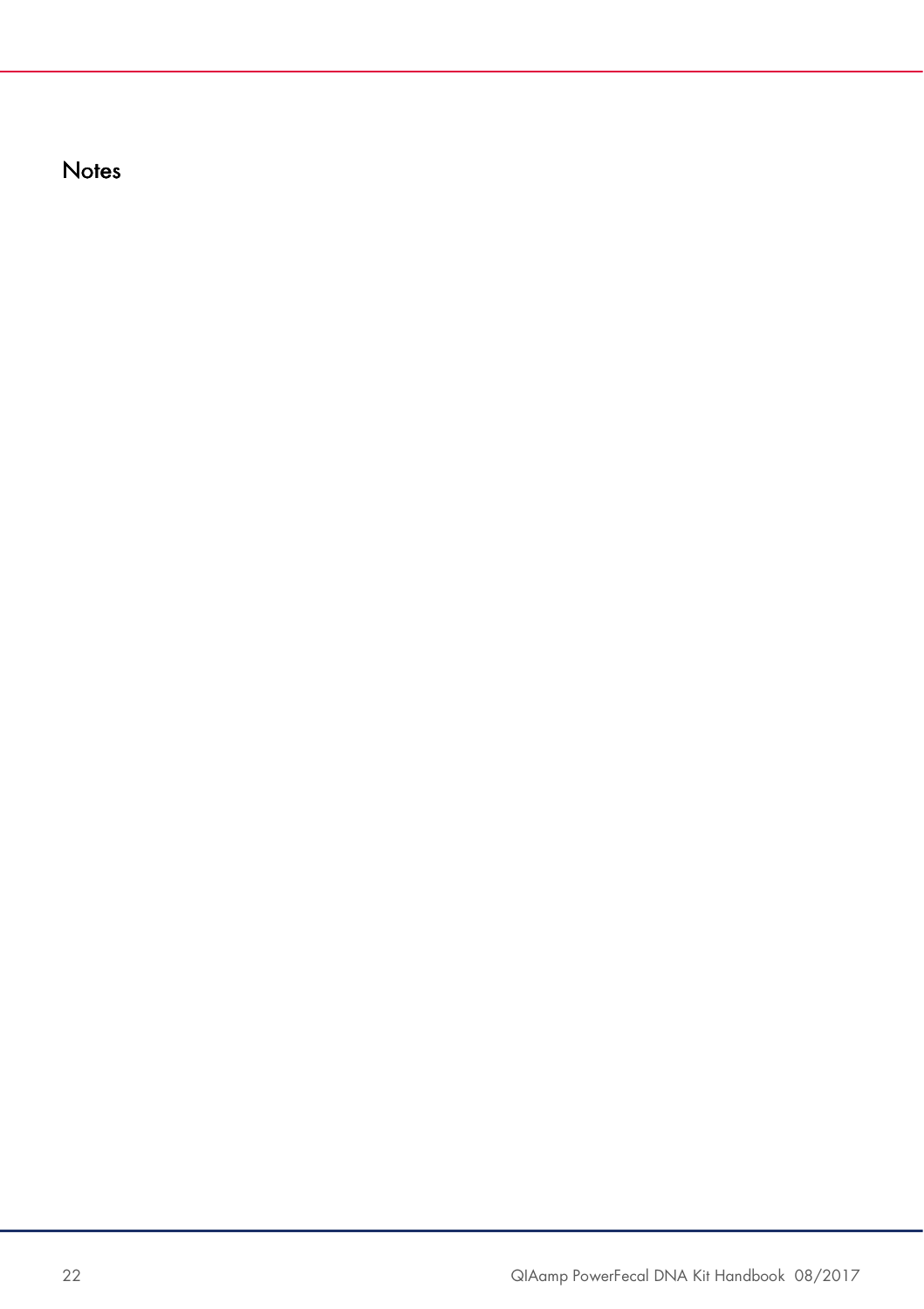# Notes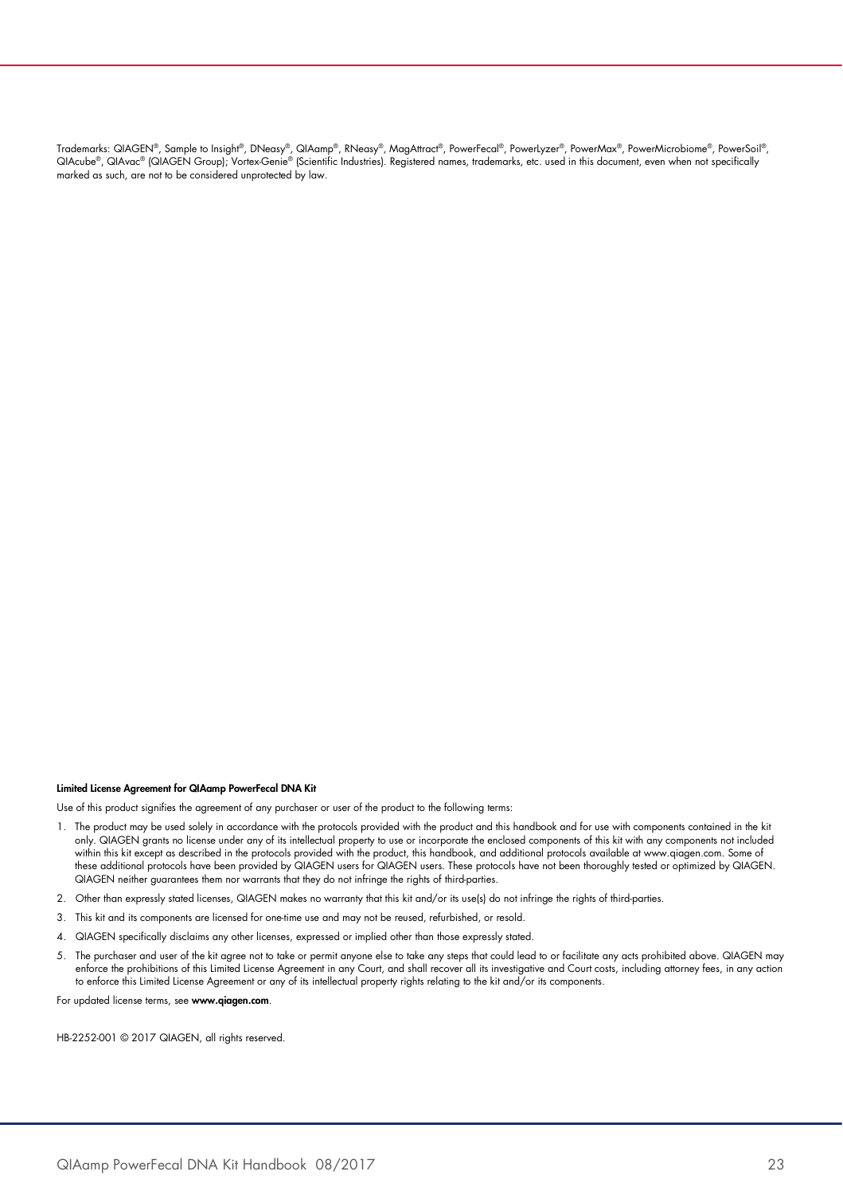Trademarks: QIAGEN®, Sample to Insight®, DNeasy®, QIAamp®, RNeasy®, MagAttract®, PowerFecal®, PowerLyzer®, PowerMax®, PowerMicrobiome®, PowerSoil®, QIAcube®, QIAvac® (QIAGEN Group); Vortex-Genie® (Scientific Industries). Registered names, trademarks, etc. used in this document, even when not specifically marked as such, are not to be considered unprotected by law.

**Limited License Agreement for QIAamp PowerFecal DNA Kit**

Use of this product signifies the agreement of any purchaser or user of the product to the following terms:

1. The product may be used solely in accordance with the protocols provided with the product and this handbook and for use with components contained in the kit only. QIAGEN grants no license under any of its intellectual property to use or incorporate the enclosed components of this kit with any components not included within this kit except as described in the protocols provided with the product, this handbook, and additional protocols available at www.qiagen.com. Some of these additional protocols have been provided by QIAGEN users for QIAGEN users. These protocols have not been thoroughly tested or optimized by QIAGEN. QIAGEN neither guarantees them nor warrants that they do not infringe the rights of third-parties.
2. Other than expressly stated licenses, QIAGEN makes no warranty that this kit and/or its use(s) do not infringe the rights of third-parties.
3. This kit and its components are licensed for one-time use and may not be reused, refurbished, or resold.
4. QIAGEN specifically disclaims any other licenses, expressed or implied other than those expressly stated.
5. The purchaser and user of the kit agree not to take or permit anyone else to take any steps that could lead to or facilitate any acts prohibited above. QIAGEN may enforce the prohibitions of this Limited License Agreement in any Court, and shall recover all its investigative and Court costs, including attorney fees, in any action to enforce this Limited License Agreement or any of its intellectual property rights relating to the kit and/or its components.

For updated license terms, see **www.qiagen.com**.

HB-2252-001 © 2017 QIAGEN, all rights reserved.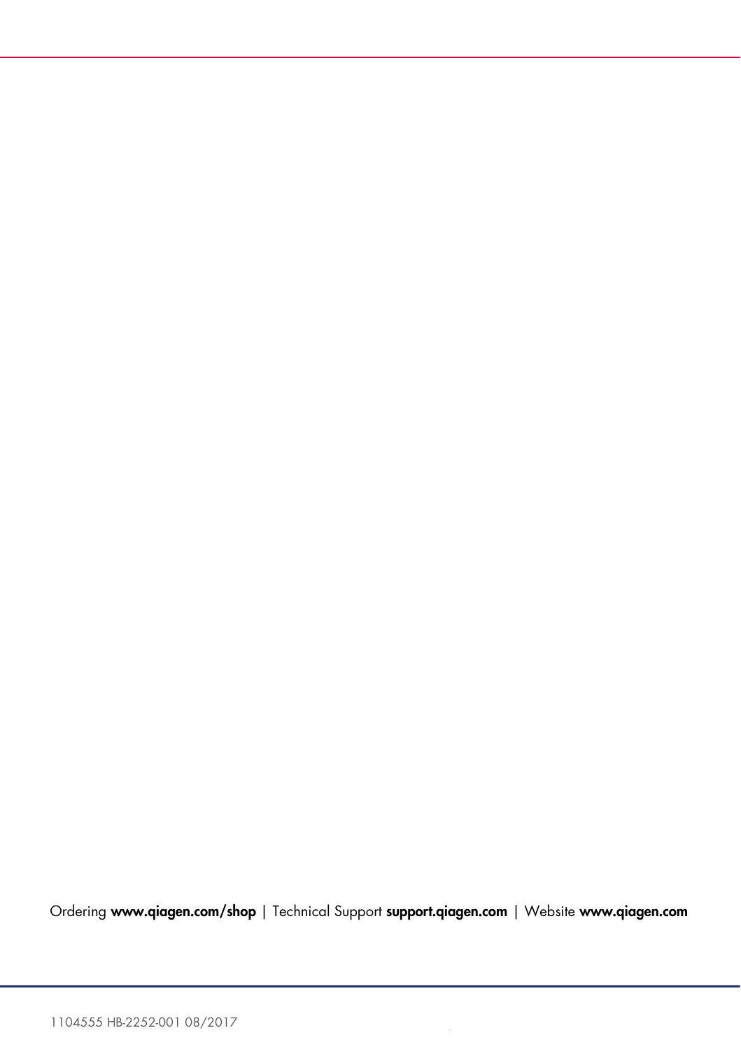Ordering **www.qiagen.com/shop** | Technical Support **support.qiagen.com** | Website **www.qiagen.com**

1104555 HB-2252-001 08/2017